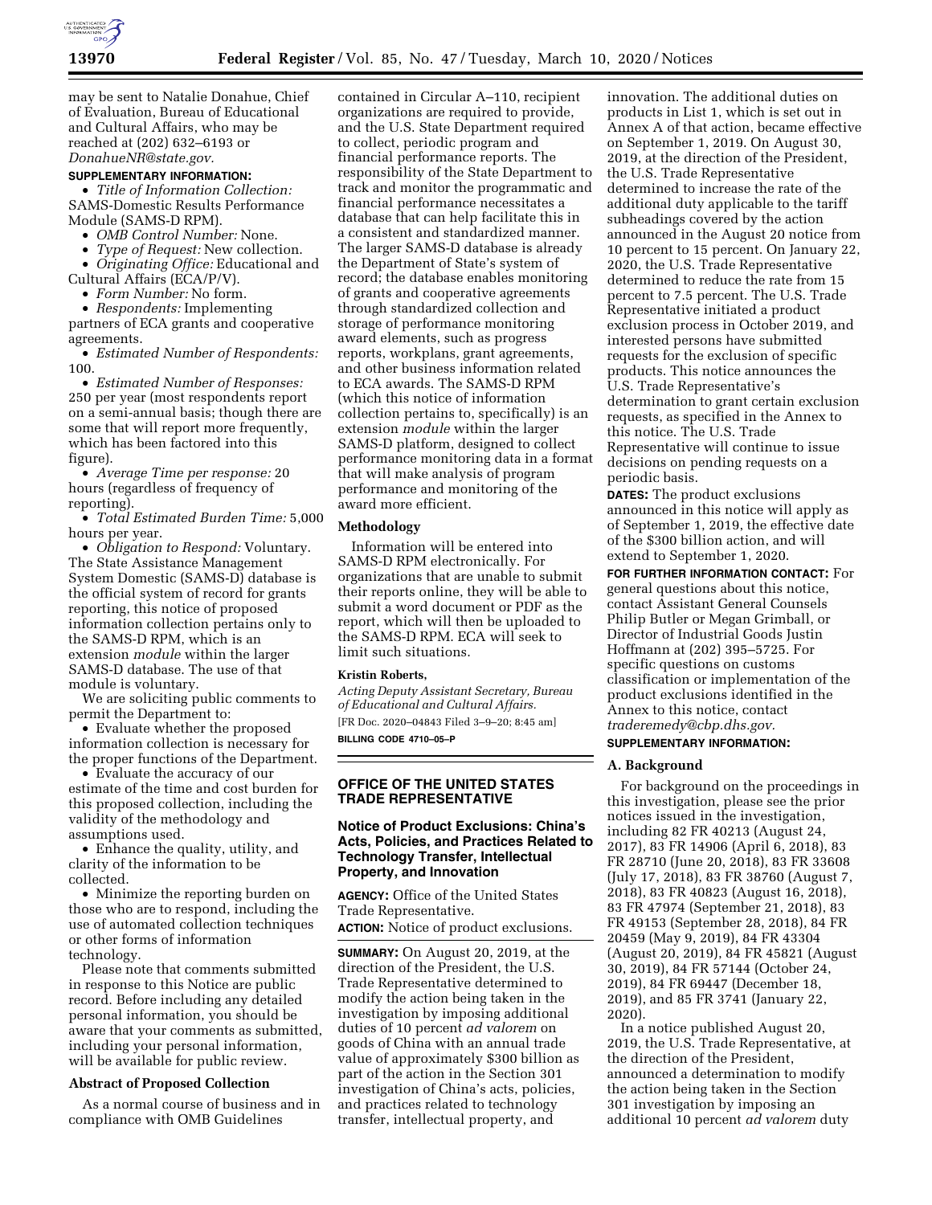may be sent to Natalie Donahue, Chief of Evaluation, Bureau of Educational and Cultural Affairs, who may be reached at (202) 632–6193 or *DonahueNR@state.gov.*

**SUPPLEMENTARY INFORMATION:**

- *Title of Information Collection:* SAMS-Domestic Results Performance Module (SAMS-D RPM).
- *OMB Control Number:* None.
- *Type of Request:* New collection.
- *Originating Office:* Educational and Cultural Affairs (ECA/P/V).
- *Form Number:* No form.
- *Respondents:* Implementing partners of ECA grants and cooperative agreements.
- *Estimated Number of Respondents:* 100.
- *Estimated Number of Responses:* 250 per year (most respondents report on a semi-annual basis; though there are some that will report more frequently, which has been factored into this figure).
- *Average Time per response:* 20 hours (regardless of frequency of reporting).
- *Total Estimated Burden Time:* 5,000 hours per year.
- *Obligation to Respond:* Voluntary. The State Assistance Management System Domestic (SAMS-D) database is the official system of record for grants reporting, this notice of proposed information collection pertains only to the SAMS-D RPM, which is an extension *module* within the larger SAMS-D database. The use of that module is voluntary.

We are soliciting public comments to permit the Department to:

- Evaluate whether the proposed information collection is necessary for the proper functions of the Department.
- Evaluate the accuracy of our estimate of the time and cost burden for this proposed collection, including the validity of the methodology and assumptions used.
- Enhance the quality, utility, and clarity of the information to be collected.
- Minimize the reporting burden on those who are to respond, including the use of automated collection techniques or other forms of information technology.

Please note that comments submitted in response to this Notice are public record. Before including any detailed personal information, you should be aware that your comments as submitted, including your personal information, will be available for public review.

**Abstract of Proposed Collection**

As a normal course of business and in compliance with OMB Guidelines contained in Circular A–110, recipient organizations are required to provide, and the U.S. State Department required to collect, periodic program and financial performance reports. The responsibility of the State Department to track and monitor the programmatic and financial performance necessitates a database that can help facilitate this in a consistent and standardized manner. The larger SAMS-D database is already the Department of State's system of record; the database enables monitoring of grants and cooperative agreements through standardized collection and storage of performance monitoring award elements, such as progress reports, workplans, grant agreements, and other business information related to ECA awards. The SAMS-D RPM (which this notice of information collection pertains to, specifically) is an extension *module* within the larger SAMS-D platform, designed to collect performance monitoring data in a format that will make analysis of program performance and monitoring of the award more efficient.

**Methodology**

Information will be entered into SAMS-D RPM electronically. For organizations that are unable to submit their reports online, they will be able to submit a word document or PDF as the report, which will then be uploaded to the SAMS-D RPM. ECA will seek to limit such situations.

**Kristin Roberts,**

*Acting Deputy Assistant Secretary, Bureau of Educational and Cultural Affairs.*

[FR Doc. 2020–04843 Filed 3–9–20; 8:45 am]

**BILLING CODE 4710–05–P**

---

## OFFICE OF THE UNITED STATES TRADE REPRESENTATIVE

### Notice of Product Exclusions: China's Acts, Policies, and Practices Related to Technology Transfer, Intellectual Property, and Innovation

**AGENCY:** Office of the United States Trade Representative.

**ACTION:** Notice of product exclusions.

**SUMMARY:** On August 20, 2019, at the direction of the President, the U.S. Trade Representative determined to modify the action being taken in the investigation by imposing additional duties of 10 percent *ad valorem* on goods of China with an annual trade value of approximately $300 billion as part of the action in the Section 301 investigation of China's acts, policies, and practices related to technology transfer, intellectual property, and innovation. The additional duties on products in List 1, which is set out in Annex A of that action, became effective on September 1, 2019. On August 30, 2019, at the direction of the President, the U.S. Trade Representative determined to increase the rate of the additional duty applicable to the tariff subheadings covered by the action announced in the August 20 notice from 10 percent to 15 percent. On January 22, 2020, the U.S. Trade Representative determined to reduce the rate from 15 percent to 7.5 percent. The U.S. Trade Representative initiated a product exclusion process in October 2019, and interested persons have submitted requests for the exclusion of specific products. This notice announces the U.S. Trade Representative's determination to grant certain exclusion requests, as specified in the Annex to this notice. The U.S. Trade Representative will continue to issue decisions on pending requests on a periodic basis.

**DATES:** The product exclusions announced in this notice will apply as of September 1, 2019, the effective date of the $300 billion action, and will extend to September 1, 2020.

**FOR FURTHER INFORMATION CONTACT:** For general questions about this notice, contact Assistant General Counsels Philip Butler or Megan Grimball, or Director of Industrial Goods Justin Hoffmann at (202) 395–5725. For specific questions on customs classification or implementation of the product exclusions identified in the Annex to this notice, contact *traderemedy@cbp.dhs.gov.*

**SUPPLEMENTARY INFORMATION:**

**A. Background**

For background on the proceedings in this investigation, please see the prior notices issued in the investigation, including 82 FR 40213 (August 24, 2017), 83 FR 14906 (April 6, 2018), 83 FR 28710 (June 20, 2018), 83 FR 33608 (July 17, 2018), 83 FR 38760 (August 7, 2018), 83 FR 40823 (August 16, 2018), 83 FR 47974 (September 21, 2018), 83 FR 49153 (September 28, 2018), 84 FR 20459 (May 9, 2019), 84 FR 43304 (August 20, 2019), 84 FR 45821 (August 30, 2019), 84 FR 57144 (October 24, 2019), 84 FR 69447 (December 18, 2019), and 85 FR 3741 (January 22, 2020).

In a notice published August 20, 2019, the U.S. Trade Representative, at the direction of the President, announced a determination to modify the action being taken in the Section 301 investigation by imposing an additional 10 percent *ad valorem* duty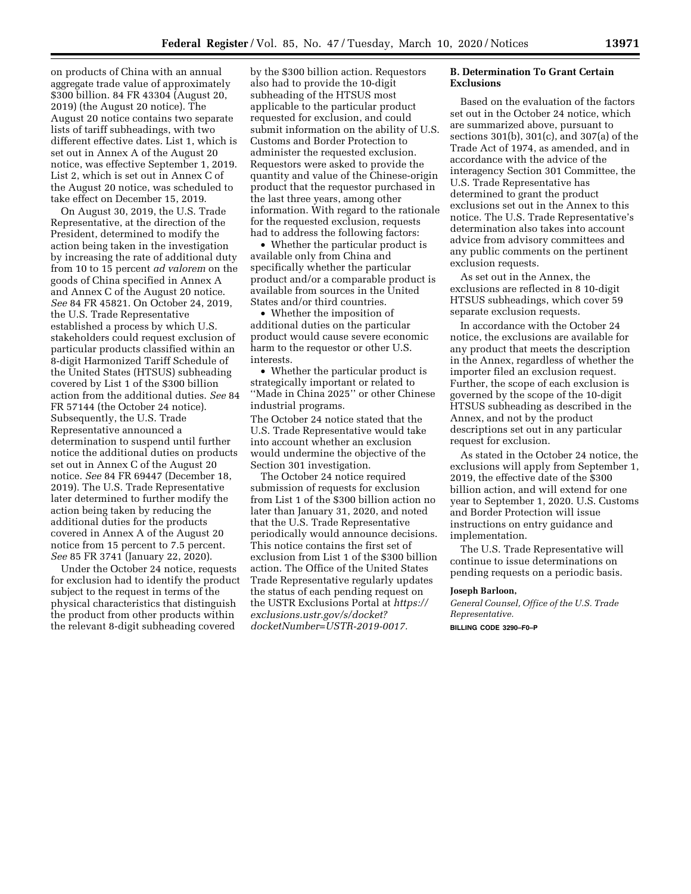on products of China with an annual aggregate trade value of approximately $300 billion. 84 FR 43304 (August 20, 2019) (the August 20 notice). The August 20 notice contains two separate lists of tariff subheadings, with two different effective dates. List 1, which is set out in Annex A of the August 20 notice, was effective September 1, 2019. List 2, which is set out in Annex C of the August 20 notice, was scheduled to take effect on December 15, 2019.

On August 30, 2019, the U.S. Trade Representative, at the direction of the President, determined to modify the action being taken in the investigation by increasing the rate of additional duty from 10 to 15 percent *ad valorem* on the goods of China specified in Annex A and Annex C of the August 20 notice. *See* 84 FR 45821. On October 24, 2019, the U.S. Trade Representative established a process by which U.S. stakeholders could request exclusion of particular products classified within an 8-digit Harmonized Tariff Schedule of the United States (HTSUS) subheading covered by List 1 of the $300 billion action from the additional duties. *See* 84 FR 57144 (the October 24 notice). Subsequently, the U.S. Trade Representative announced a determination to suspend until further notice the additional duties on products set out in Annex C of the August 20 notice. *See* 84 FR 69447 (December 18, 2019). The U.S. Trade Representative later determined to further modify the action being taken by reducing the additional duties for the products covered in Annex A of the August 20 notice from 15 percent to 7.5 percent. *See* 85 FR 3741 (January 22, 2020).

Under the October 24 notice, requests for exclusion had to identify the product subject to the request in terms of the physical characteristics that distinguish the product from other products within the relevant 8-digit subheading covered by the $300 billion action. Requestors also had to provide the 10-digit subheading of the HTSUS most applicable to the particular product requested for exclusion, and could submit information on the ability of U.S. Customs and Border Protection to administer the requested exclusion. Requestors were asked to provide the quantity and value of the Chinese-origin product that the requestor purchased in the last three years, among other information. With regard to the rationale for the requested exclusion, requests had to address the following factors:

- Whether the particular product is available only from China and specifically whether the particular product and/or a comparable product is available from sources in the United States and/or third countries.
- Whether the imposition of additional duties on the particular product would cause severe economic harm to the requestor or other U.S. interests.
- Whether the particular product is strategically important or related to ''Made in China 2025'' or other Chinese industrial programs.

The October 24 notice stated that the U.S. Trade Representative would take into account whether an exclusion would undermine the objective of the Section 301 investigation.

The October 24 notice required submission of requests for exclusion from List 1 of the $300 billion action no later than January 31, 2020, and noted that the U.S. Trade Representative periodically would announce decisions. This notice contains the first set of exclusion from List 1 of the $300 billion action. The Office of the United States Trade Representative regularly updates the status of each pending request on the USTR Exclusions Portal at *https://exclusions.ustr.gov/s/docket?docketNumber=USTR-2019-0017*.

### B. Determination To Grant Certain Exclusions

Based on the evaluation of the factors set out in the October 24 notice, which are summarized above, pursuant to sections 301(b), 301(c), and 307(a) of the Trade Act of 1974, as amended, and in accordance with the advice of the interagency Section 301 Committee, the U.S. Trade Representative has determined to grant the product exclusions set out in the Annex to this notice. The U.S. Trade Representative's determination also takes into account advice from advisory committees and any public comments on the pertinent exclusion requests.

As set out in the Annex, the exclusions are reflected in 8 10-digit HTSUS subheadings, which cover 59 separate exclusion requests.

In accordance with the October 24 notice, the exclusions are available for any product that meets the description in the Annex, regardless of whether the importer filed an exclusion request. Further, the scope of each exclusion is governed by the scope of the 10-digit HTSUS subheading as described in the Annex, and not by the product descriptions set out in any particular request for exclusion.

As stated in the October 24 notice, the exclusions will apply from September 1, 2019, the effective date of the $300 billion action, and will extend for one year to September 1, 2020. U.S. Customs and Border Protection will issue instructions on entry guidance and implementation.

The U.S. Trade Representative will continue to issue determinations on pending requests on a periodic basis.

**Joseph Barloon,**

*General Counsel, Office of the U.S. Trade Representative.*

**BILLING CODE 3290–F0–P**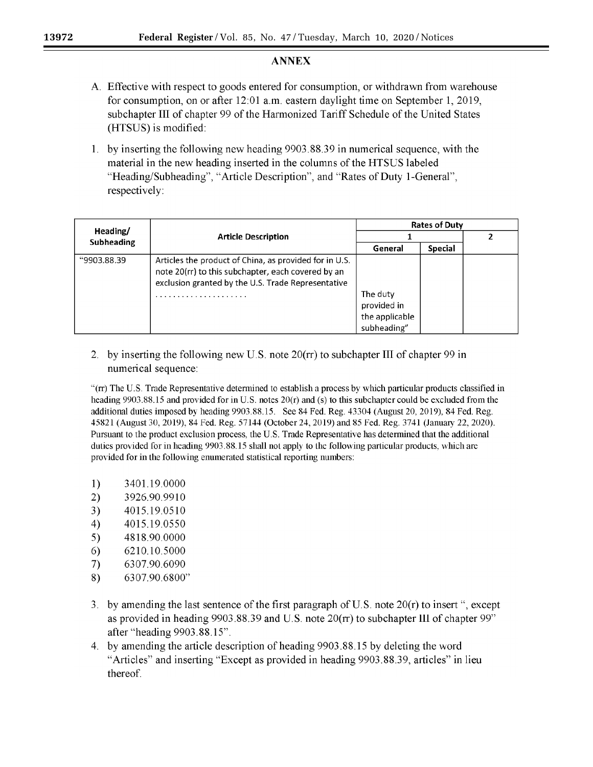## ANNEX

A. Effective with respect to goods entered for consumption, or withdrawn from warehouse for consumption, on or after 12:01 a.m. eastern daylight time on September 1, 2019, subchapter III of chapter 99 of the Harmonized Tariff Schedule of the United States (HTSUS) is modified:

1. by inserting the following new heading 9903.88.39 in numerical sequence, with the material in the new heading inserted in the columns of the HTSUS labeled "Heading/Subheading", "Article Description", and "Rates of Duty 1-General", respectively:

| Heading/ Subheading | Article Description | Rates of Duty | | |
|---|---|---|---|---|
| | | 1 | | 2 |
| | | General | Special | |
| "9903.88.39 | Articles the product of China, as provided for in U.S. note 20(rr) to this subchapter, each covered by an exclusion granted by the U.S. Trade Representative ..................... | The duty provided in the applicable subheading" | | |

2. by inserting the following new U.S. note 20(rr) to subchapter III of chapter 99 in numerical sequence:

"(rr) The U.S. Trade Representative determined to establish a process by which particular products classified in heading 9903.88.15 and provided for in U.S. notes 20(r) and (s) to this subchapter could be excluded from the additional duties imposed by heading 9903.88.15. See 84 Fed. Reg. 43304 (August 20, 2019), 84 Fed. Reg. 45821 (August 30, 2019), 84 Fed. Reg. 57144 (October 24, 2019) and 85 Fed. Reg. 3741 (January 22, 2020). Pursuant to the product exclusion process, the U.S. Trade Representative has determined that the additional duties provided for in heading 9903.88.15 shall not apply to the following particular products, which are provided for in the following enumerated statistical reporting numbers:

1) 3401.19.0000
2) 3926.90.9910
3) 4015.19.0510
4) 4015.19.0550
5) 4818.90.0000
6) 6210.10.5000
7) 6307.90.6090
8) 6307.90.6800"

3. by amending the last sentence of the first paragraph of U.S. note 20(r) to insert ", except as provided in heading 9903.88.39 and U.S. note 20(rr) to subchapter III of chapter 99" after "heading 9903.88.15".

4. by amending the article description of heading 9903.88.15 by deleting the word "Articles" and inserting "Except as provided in heading 9903.88.39, articles" in lieu thereof.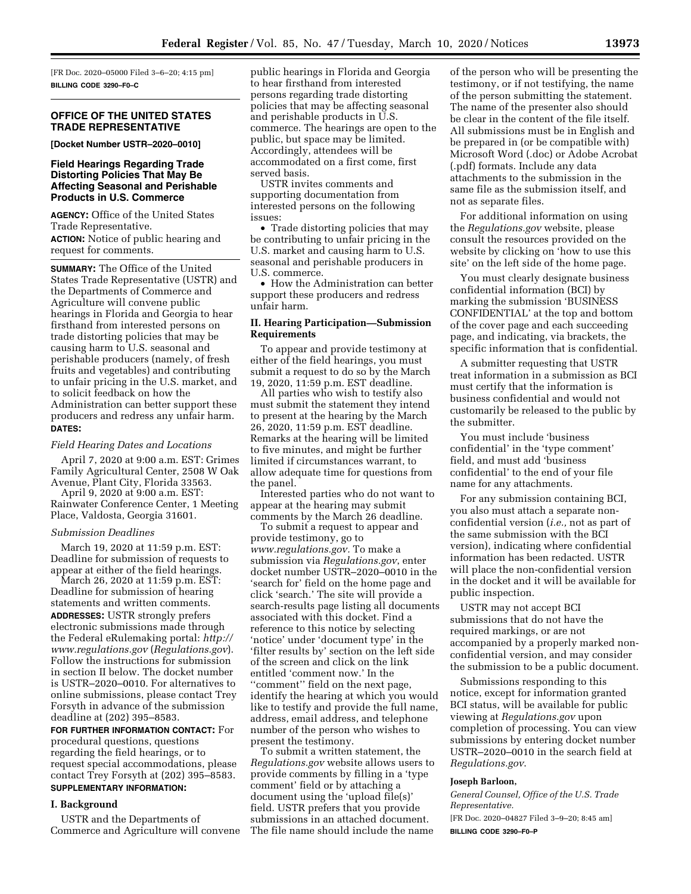[FR Doc. 2020–05000 Filed 3–6–20; 4:15 pm]

**BILLING CODE 3290–F0–C**

## OFFICE OF THE UNITED STATES TRADE REPRESENTATIVE

**[Docket Number USTR–2020–0010]**

### Field Hearings Regarding Trade Distorting Policies That May Be Affecting Seasonal and Perishable Products in U.S. Commerce

**AGENCY:** Office of the United States Trade Representative.

**ACTION:** Notice of public hearing and request for comments.

**SUMMARY:** The Office of the United States Trade Representative (USTR) and the Departments of Commerce and Agriculture will convene public hearings in Florida and Georgia to hear firsthand from interested persons on trade distorting policies that may be causing harm to U.S. seasonal and perishable producers (namely, of fresh fruits and vegetables) and contributing to unfair pricing in the U.S. market, and to solicit feedback on how the Administration can better support these producers and redress any unfair harm.

**DATES:**

*Field Hearing Dates and Locations*

April 7, 2020 at 9:00 a.m. EST: Grimes Family Agricultural Center, 2508 W Oak Avenue, Plant City, Florida 33563.

April 9, 2020 at 9:00 a.m. EST: Rainwater Conference Center, 1 Meeting Place, Valdosta, Georgia 31601.

*Submission Deadlines*

March 19, 2020 at 11:59 p.m. EST: Deadline for submission of requests to appear at either of the field hearings.

March 26, 2020 at 11:59 p.m. EST: Deadline for submission of hearing statements and written comments.

**ADDRESSES:** USTR strongly prefers electronic submissions made through the Federal eRulemaking portal: *http://www.regulations.gov* (*Regulations.gov*). Follow the instructions for submission in section II below. The docket number is USTR–2020–0010. For alternatives to online submissions, please contact Trey Forsyth in advance of the submission deadline at (202) 395–8583.

**FOR FURTHER INFORMATION CONTACT:** For procedural questions, questions regarding the field hearings, or to request special accommodations, please contact Trey Forsyth at (202) 395–8583.

**SUPPLEMENTARY INFORMATION:**

**I. Background**

USTR and the Departments of Commerce and Agriculture will convene public hearings in Florida and Georgia to hear firsthand from interested persons regarding trade distorting policies that may be affecting seasonal and perishable products in U.S. commerce. The hearings are open to the public, but space may be limited. Accordingly, attendees will be accommodated on a first come, first served basis.

USTR invites comments and supporting documentation from interested persons on the following issues:

- Trade distorting policies that may be contributing to unfair pricing in the U.S. market and causing harm to U.S. seasonal and perishable producers in U.S. commerce.
- How the Administration can better support these producers and redress unfair harm.

**II. Hearing Participation—Submission Requirements**

To appear and provide testimony at either of the field hearings, you must submit a request to do so by the March 19, 2020, 11:59 p.m. EST deadline.

All parties who wish to testify also must submit the statement they intend to present at the hearing by the March 26, 2020, 11:59 p.m. EST deadline. Remarks at the hearing will be limited to five minutes, and might be further limited if circumstances warrant, to allow adequate time for questions from the panel.

Interested parties who do not want to appear at the hearing may submit comments by the March 26 deadline.

To submit a request to appear and provide testimony, go to *www.regulations.gov*. To make a submission via *Regulations.gov*, enter docket number USTR–2020–0010 in the 'search for' field on the home page and click 'search.' The site will provide a search-results page listing all documents associated with this docket. Find a reference to this notice by selecting 'notice' under 'document type' in the 'filter results by' section on the left side of the screen and click on the link entitled 'comment now.' In the ''comment'' field on the next page, identify the hearing at which you would like to testify and provide the full name, address, email address, and telephone number of the person who wishes to present the testimony.

To submit a written statement, the *Regulations.gov* website allows users to provide comments by filling in a 'type comment' field or by attaching a document using the 'upload file(s)' field. USTR prefers that you provide submissions in an attached document. The file name should include the name of the person who will be presenting the testimony, or if not testifying, the name of the person submitting the statement. The name of the presenter also should be clear in the content of the file itself. All submissions must be in English and be prepared in (or be compatible with) Microsoft Word (.doc) or Adobe Acrobat (.pdf) formats. Include any data attachments to the submission in the same file as the submission itself, and not as separate files.

For additional information on using the *Regulations.gov* website, please consult the resources provided on the website by clicking on 'how to use this site' on the left side of the home page.

You must clearly designate business confidential information (BCI) by marking the submission 'BUSINESS CONFIDENTIAL' at the top and bottom of the cover page and each succeeding page, and indicating, via brackets, the specific information that is confidential.

A submitter requesting that USTR treat information in a submission as BCI must certify that the information is business confidential and would not customarily be released to the public by the submitter.

You must include 'business confidential' in the 'type comment' field, and must add 'business confidential' to the end of your file name for any attachments.

For any submission containing BCI, you also must attach a separate non-confidential version (*i.e.,* not as part of the same submission with the BCI version), indicating where confidential information has been redacted. USTR will place the non-confidential version in the docket and it will be available for public inspection.

USTR may not accept BCI submissions that do not have the required markings, or are not accompanied by a properly marked non-confidential version, and may consider the submission to be a public document.

Submissions responding to this notice, except for information granted BCI status, will be available for public viewing at *Regulations.gov* upon completion of processing. You can view submissions by entering docket number USTR–2020–0010 in the search field at *Regulations.gov*.

**Joseph Barloon,**

*General Counsel, Office of the U.S. Trade Representative.*

[FR Doc. 2020–04827 Filed 3–9–20; 8:45 am]

**BILLING CODE 3290–F0–P**